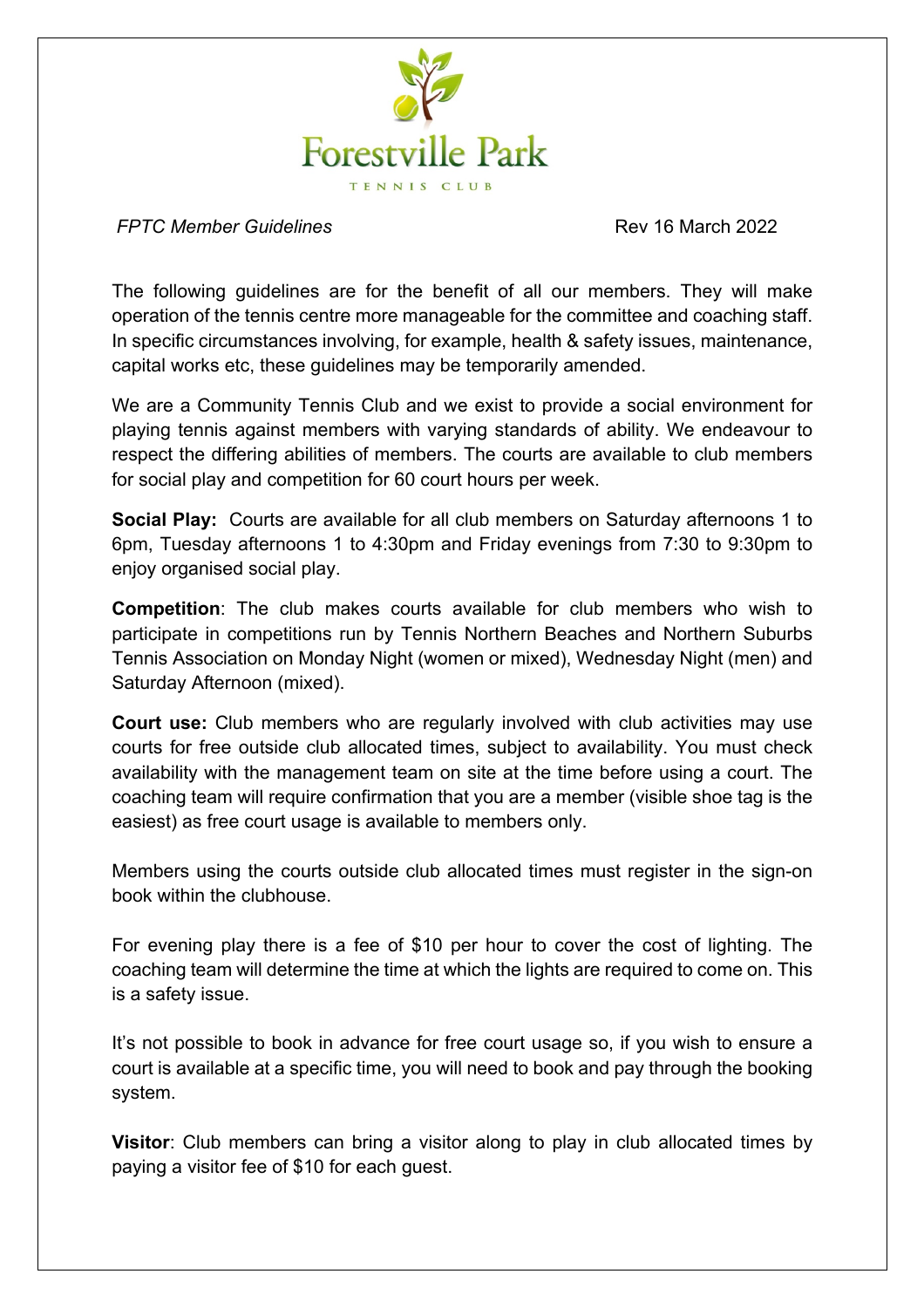Forestville Park

TENNIS CLUB

*FPTC Member Guidelines* Rev 16 March 2022

The following guidelines are for the benefit of all our members. They will make operation of the tennis centre more manageable for the committee and coaching staff. In specific circumstances involving, for example, health & safety issues, maintenance, capital works etc, these guidelines may be temporarily amended.

We are a Community Tennis Club and we exist to provide a social environment for playing tennis against members with varying standards of ability. We endeavour to respect the differing abilities of members. The courts are available to club members for social play and competition for 60 court hours per week.

**Social Play:** Courts are available for all club members on Saturday afternoons 1 to 6pm, Tuesday afternoons 1 to 4:30pm and Friday evenings from 7:30 to 9:30pm to enjoy organised social play.

**Competition**: The club makes courts available for club members who wish to participate in competitions run by Tennis Northern Beaches and Northern Suburbs Tennis Association on Monday Night (women or mixed), Wednesday Night (men) and Saturday Afternoon (mixed).

**Court use:** Club members who are regularly involved with club activities may use courts for free outside club allocated times, subject to availability. You must check availability with the management team on site at the time before using a court. The coaching team will require confirmation that you are a member (visible shoe tag is the easiest) as free court usage is available to members only.

Members using the courts outside club allocated times must register in the sign-on book within the clubhouse.

For evening play there is a fee of $10 per hour to cover the cost of lighting. The coaching team will determine the time at which the lights are required to come on. This is a safety issue.

It's not possible to book in advance for free court usage so, if you wish to ensure a court is available at a specific time, you will need to book and pay through the booking system.

**Visitor**: Club members can bring a visitor along to play in club allocated times by paying a visitor fee of $10 for each guest.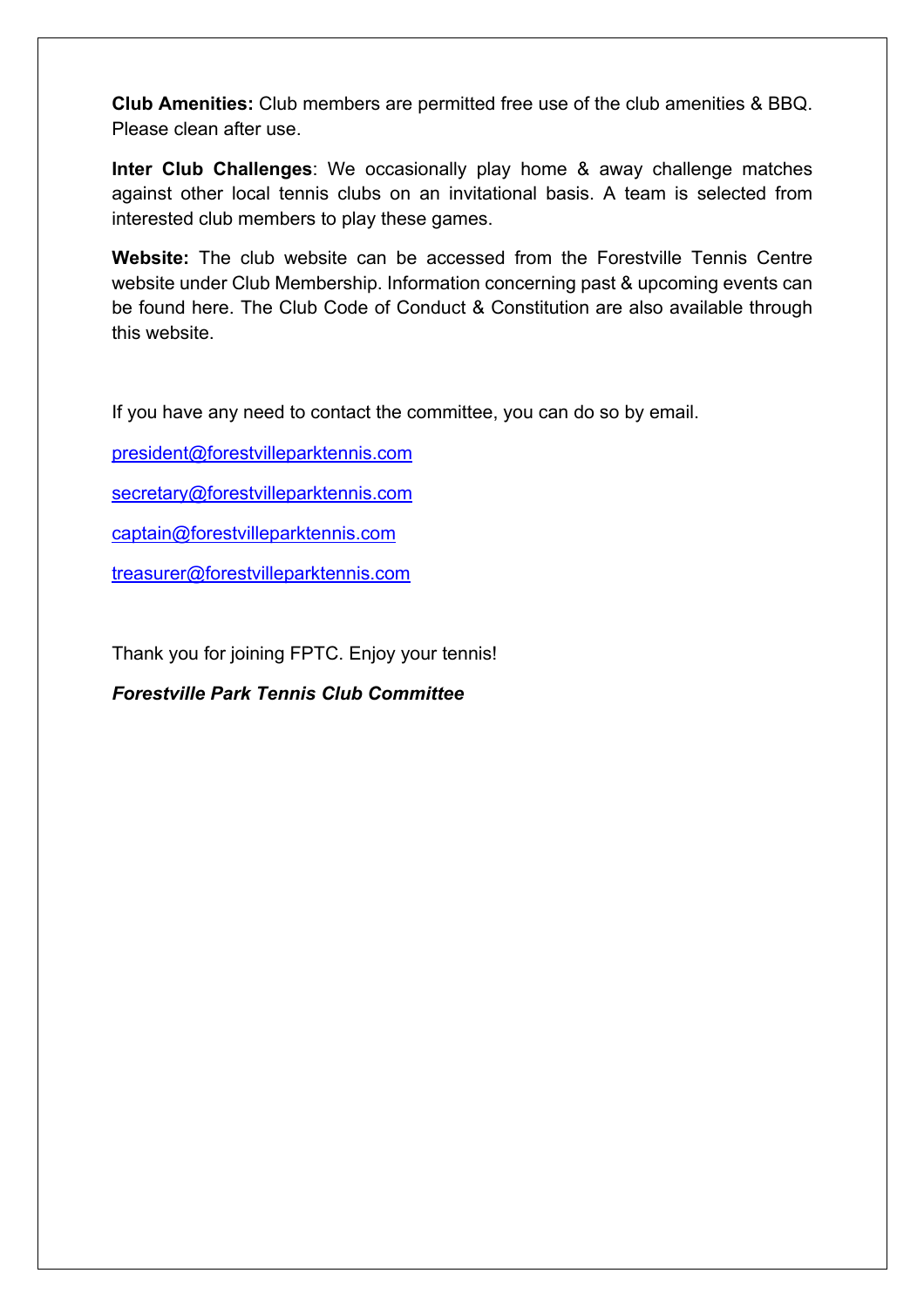**Club Amenities:** Club members are permitted free use of the club amenities & BBQ. Please clean after use.

**Inter Club Challenges**: We occasionally play home & away challenge matches against other local tennis clubs on an invitational basis. A team is selected from interested club members to play these games.

**Website:** The club website can be accessed from the Forestville Tennis Centre website under Club Membership. Information concerning past & upcoming events can be found here. The Club Code of Conduct & Constitution are also available through this website.

If you have any need to contact the committee, you can do so by email.

president@forestvilleparktennis.com

secretary@forestvilleparktennis.com

captain@forestvilleparktennis.com

treasurer@forestvilleparktennis.com

Thank you for joining FPTC. Enjoy your tennis!

***Forestville Park Tennis Club Committee***